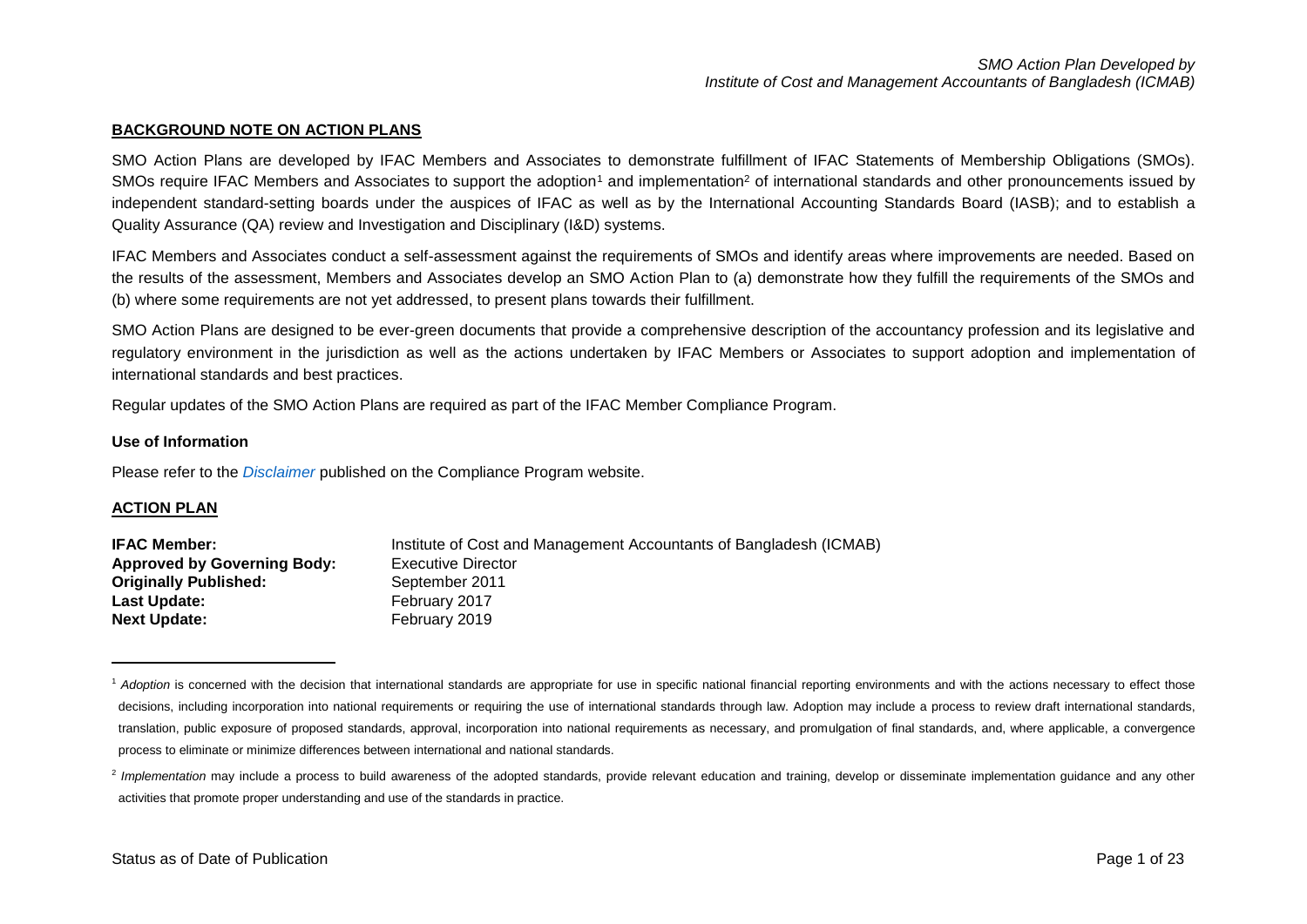## BACKGROUND NOTE ON ACTION PLANS

SMO Action Plans are developed by IFAC Members and Associates to demonstrate fulfillment of IFAC Statements of Membership Obligations (SMOs). SMOs require IFAC Members and Associates to support the adoption[1] and implementation[2] of international standards and other pronouncements issued by independent standard-setting boards under the auspices of IFAC as well as by the International Accounting Standards Board (IASB); and to establish a Quality Assurance (QA) review and Investigation and Disciplinary (I&D) systems.

IFAC Members and Associates conduct a self-assessment against the requirements of SMOs and identify areas where improvements are needed. Based on the results of the assessment, Members and Associates develop an SMO Action Plan to (a) demonstrate how they fulfill the requirements of the SMOs and (b) where some requirements are not yet addressed, to present plans towards their fulfillment.

SMO Action Plans are designed to be ever-green documents that provide a comprehensive description of the accountancy profession and its legislative and regulatory environment in the jurisdiction as well as the actions undertaken by IFAC Members or Associates to support adoption and implementation of international standards and best practices.

Regular updates of the SMO Action Plans are required as part of the IFAC Member Compliance Program.

### Use of Information

Please refer to the *Disclaimer* published on the Compliance Program website.

## ACTION PLAN

| | |
|---|---|
| **IFAC Member:** | Institute of Cost and Management Accountants of Bangladesh (ICMAB) |
| **Approved by Governing Body:** | Executive Director |
| **Originally Published:** | September 2011 |
| **Last Update:** | February 2017 |
| **Next Update:** | February 2019 |

---

[1] *Adoption* is concerned with the decision that international standards are appropriate for use in specific national financial reporting environments and with the actions necessary to effect those decisions, including incorporation into national requirements or requiring the use of international standards through law. Adoption may include a process to review draft international standards, translation, public exposure of proposed standards, approval, incorporation into national requirements as necessary, and promulgation of final standards, and, where applicable, a convergence process to eliminate or minimize differences between international and national standards.

[2] *Implementation* may include a process to build awareness of the adopted standards, provide relevant education and training, develop or disseminate implementation guidance and any other activities that promote proper understanding and use of the standards in practice.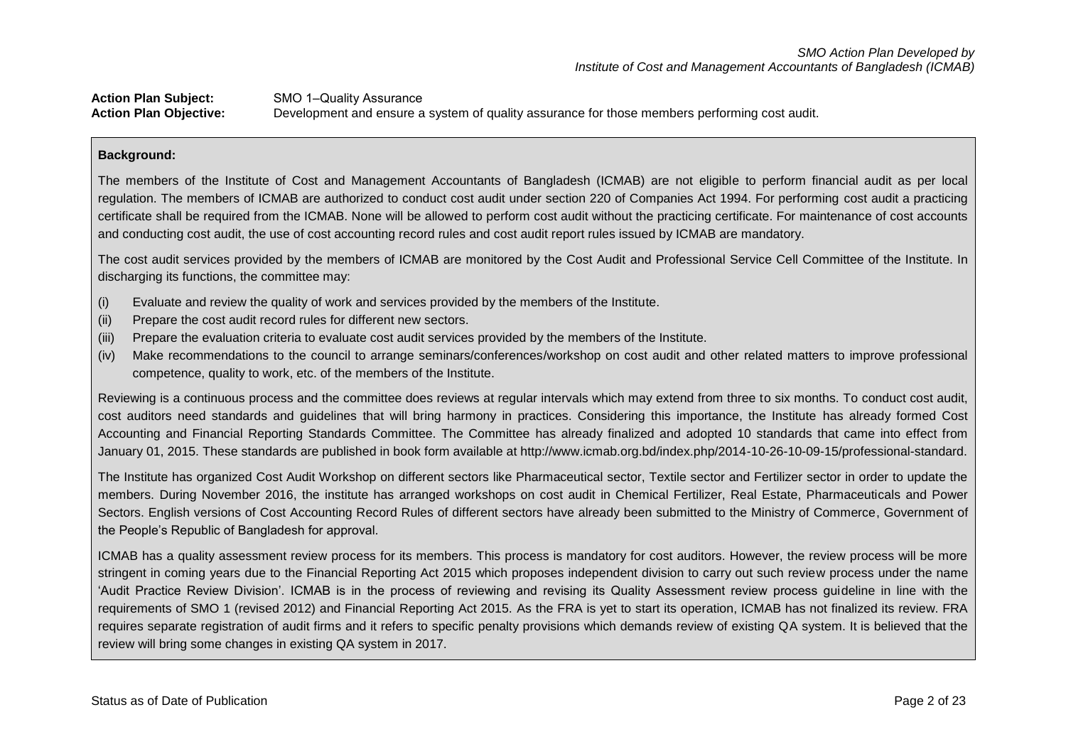**Action Plan Subject:** SMO 1–Quality Assurance

**Action Plan Objective:** Development and ensure a system of quality assurance for those members performing cost audit.

**Background:**

The members of the Institute of Cost and Management Accountants of Bangladesh (ICMAB) are not eligible to perform financial audit as per local regulation. The members of ICMAB are authorized to conduct cost audit under section 220 of Companies Act 1994. For performing cost audit a practicing certificate shall be required from the ICMAB. None will be allowed to perform cost audit without the practicing certificate. For maintenance of cost accounts and conducting cost audit, the use of cost accounting record rules and cost audit report rules issued by ICMAB are mandatory.

The cost audit services provided by the members of ICMAB are monitored by the Cost Audit and Professional Service Cell Committee of the Institute. In discharging its functions, the committee may:

- (i) Evaluate and review the quality of work and services provided by the members of the Institute.
- (ii) Prepare the cost audit record rules for different new sectors.
- (iii) Prepare the evaluation criteria to evaluate cost audit services provided by the members of the Institute.
- (iv) Make recommendations to the council to arrange seminars/conferences/workshop on cost audit and other related matters to improve professional competence, quality to work, etc. of the members of the Institute.

Reviewing is a continuous process and the committee does reviews at regular intervals which may extend from three to six months. To conduct cost audit, cost auditors need standards and guidelines that will bring harmony in practices. Considering this importance, the Institute has already formed Cost Accounting and Financial Reporting Standards Committee. The Committee has already finalized and adopted 10 standards that came into effect from January 01, 2015. These standards are published in book form available at http://www.icmab.org.bd/index.php/2014-10-26-10-09-15/professional-standard.

The Institute has organized Cost Audit Workshop on different sectors like Pharmaceutical sector, Textile sector and Fertilizer sector in order to update the members. During November 2016, the institute has arranged workshops on cost audit in Chemical Fertilizer, Real Estate, Pharmaceuticals and Power Sectors. English versions of Cost Accounting Record Rules of different sectors have already been submitted to the Ministry of Commerce, Government of the People's Republic of Bangladesh for approval.

ICMAB has a quality assessment review process for its members. This process is mandatory for cost auditors. However, the review process will be more stringent in coming years due to the Financial Reporting Act 2015 which proposes independent division to carry out such review process under the name 'Audit Practice Review Division'. ICMAB is in the process of reviewing and revising its Quality Assessment review process guideline in line with the requirements of SMO 1 (revised 2012) and Financial Reporting Act 2015. As the FRA is yet to start its operation, ICMAB has not finalized its review. FRA requires separate registration of audit firms and it refers to specific penalty provisions which demands review of existing QA system. It is believed that the review will bring some changes in existing QA system in 2017.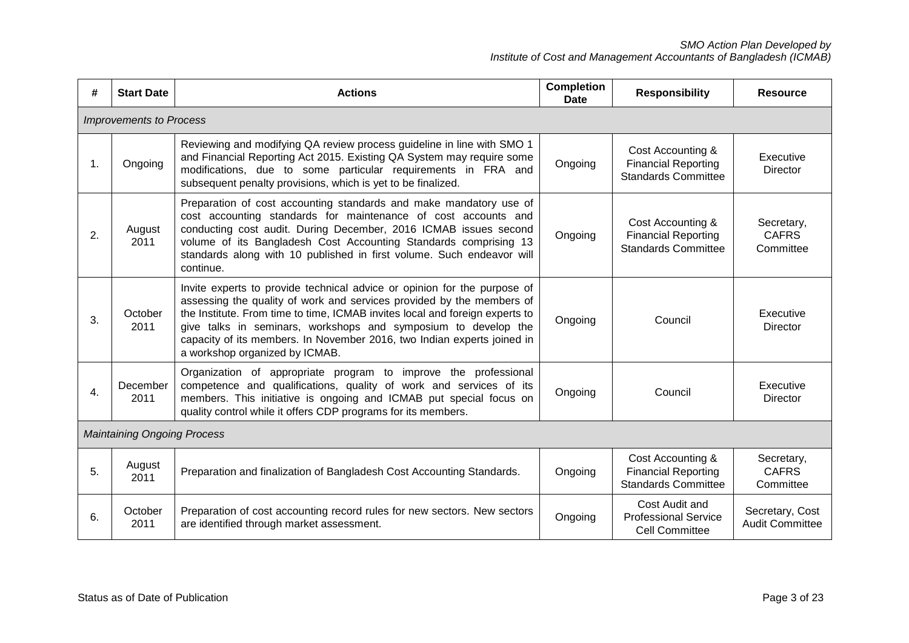| # | Start Date | Actions | Completion Date | Responsibility | Resource |
|---|---|---|---|---|---|
| *Improvements to Process* | | | | | |
| 1. | Ongoing | Reviewing and modifying QA review process guideline in line with SMO 1 and Financial Reporting Act 2015. Existing QA System may require some modifications, due to some particular requirements in FRA and subsequent penalty provisions, which is yet to be finalized. | Ongoing | Cost Accounting & Financial Reporting Standards Committee | Executive Director |
| 2. | August 2011 | Preparation of cost accounting standards and make mandatory use of cost accounting standards for maintenance of cost accounts and conducting cost audit. During December, 2016 ICMAB issues second volume of its Bangladesh Cost Accounting Standards comprising 13 standards along with 10 published in first volume. Such endeavor will continue. | Ongoing | Cost Accounting & Financial Reporting Standards Committee | Secretary, CAFRS Committee |
| 3. | October 2011 | Invite experts to provide technical advice or opinion for the purpose of assessing the quality of work and services provided by the members of the Institute. From time to time, ICMAB invites local and foreign experts to give talks in seminars, workshops and symposium to develop the capacity of its members. In November 2016, two Indian experts joined in a workshop organized by ICMAB. | Ongoing | Council | Executive Director |
| 4. | December 2011 | Organization of appropriate program to improve the professional competence and qualifications, quality of work and services of its members. This initiative is ongoing and ICMAB put special focus on quality control while it offers CDP programs for its members. | Ongoing | Council | Executive Director |
| *Maintaining Ongoing Process* | | | | | |
| 5. | August 2011 | Preparation and finalization of Bangladesh Cost Accounting Standards. | Ongoing | Cost Accounting & Financial Reporting Standards Committee | Secretary, CAFRS Committee |
| 6. | October 2011 | Preparation of cost accounting record rules for new sectors. New sectors are identified through market assessment. | Ongoing | Cost Audit and Professional Service Cell Committee | Secretary, Cost Audit Committee |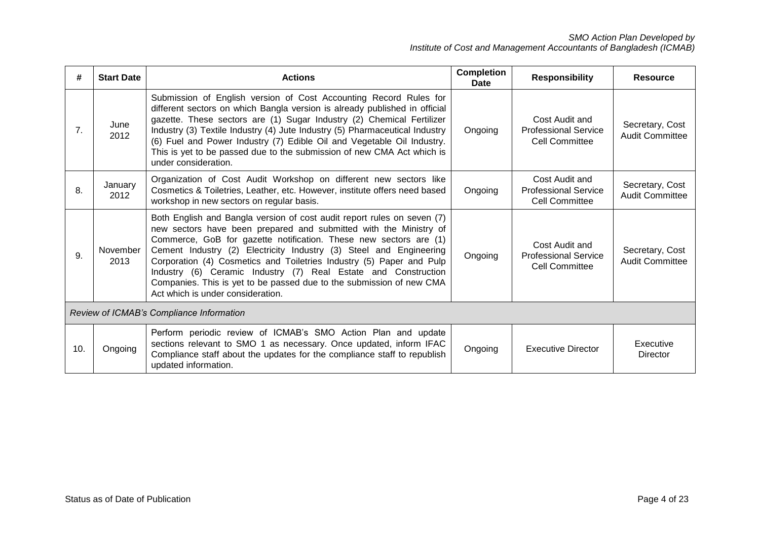| # | Start Date | Actions | Completion Date | Responsibility | Resource |
|---|---|---|---|---|---|
| 7. | June 2012 | Submission of English version of Cost Accounting Record Rules for different sectors on which Bangla version is already published in official gazette. These sectors are (1) Sugar Industry (2) Chemical Fertilizer Industry (3) Textile Industry (4) Jute Industry (5) Pharmaceutical Industry (6) Fuel and Power Industry (7) Edible Oil and Vegetable Oil Industry. This is yet to be passed due to the submission of new CMA Act which is under consideration. | Ongoing | Cost Audit and Professional Service Cell Committee | Secretary, Cost Audit Committee |
| 8. | January 2012 | Organization of Cost Audit Workshop on different new sectors like Cosmetics & Toiletries, Leather, etc. However, institute offers need based workshop in new sectors on regular basis. | Ongoing | Cost Audit and Professional Service Cell Committee | Secretary, Cost Audit Committee |
| 9. | November 2013 | Both English and Bangla version of cost audit report rules on seven (7) new sectors have been prepared and submitted with the Ministry of Commerce, GoB for gazette notification. These new sectors are (1) Cement Industry (2) Electricity Industry (3) Steel and Engineering Corporation (4) Cosmetics and Toiletries Industry (5) Paper and Pulp Industry (6) Ceramic Industry (7) Real Estate and Construction Companies. This is yet to be passed due to the submission of new CMA Act which is under consideration. | Ongoing | Cost Audit and Professional Service Cell Committee | Secretary, Cost Audit Committee |
| *Review of ICMAB's Compliance Information* | | | | | |
| 10. | Ongoing | Perform periodic review of ICMAB's SMO Action Plan and update sections relevant to SMO 1 as necessary. Once updated, inform IFAC Compliance staff about the updates for the compliance staff to republish updated information. | Ongoing | Executive Director | Executive Director |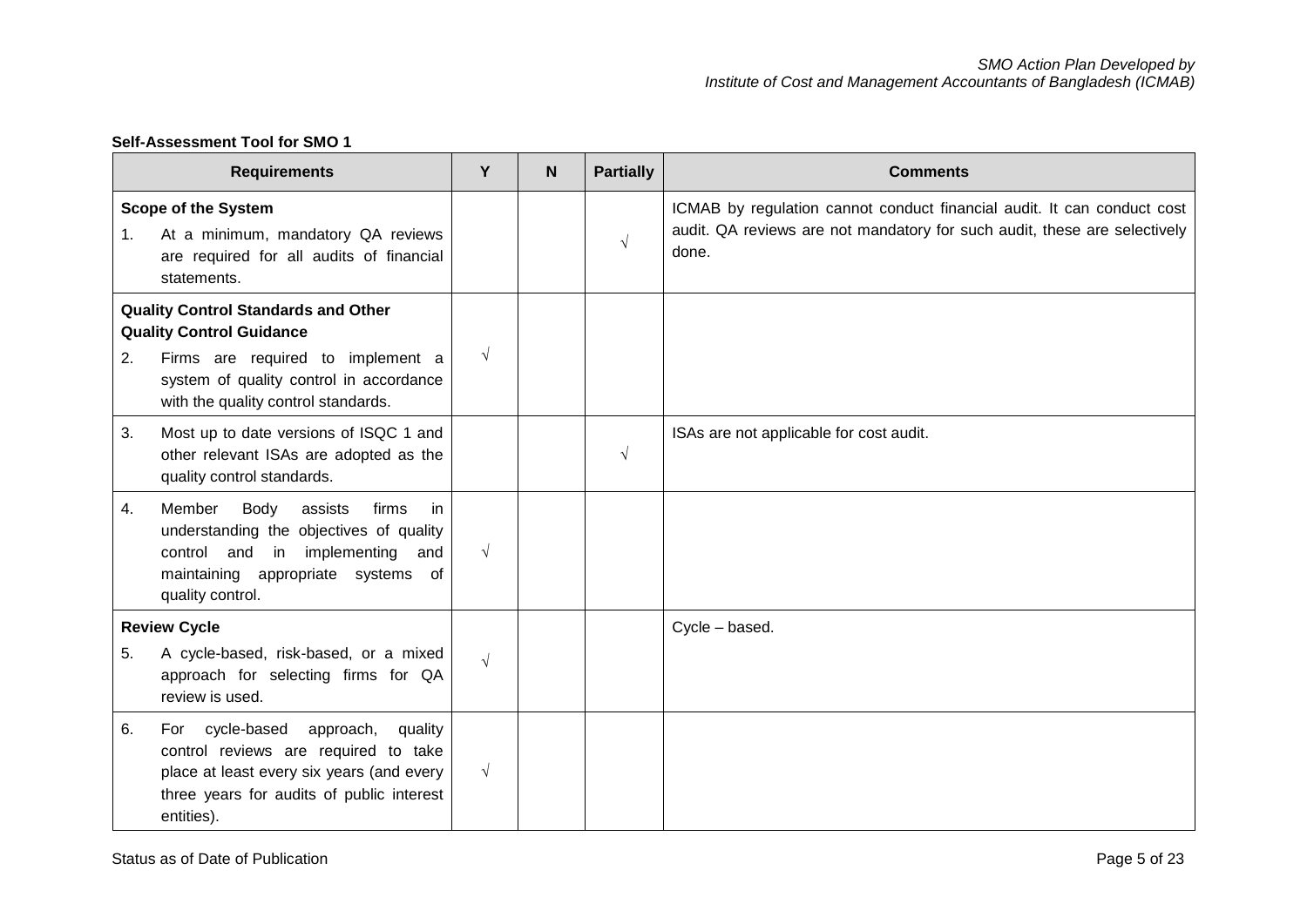**Self-Assessment Tool for SMO 1**

| Requirements | Y | N | Partially | Comments |
|---|---|---|---|---|
| **Scope of the System**<br>1. At a minimum, mandatory QA reviews are required for all audits of financial statements. | | | √ | ICMAB by regulation cannot conduct financial audit. It can conduct cost audit. QA reviews are not mandatory for such audit, these are selectively done. |
| **Quality Control Standards and Other Quality Control Guidance**<br>2. Firms are required to implement a system of quality control in accordance with the quality control standards. | √ | | | |
| 3. Most up to date versions of ISQC 1 and other relevant ISAs are adopted as the quality control standards. | | | √ | ISAs are not applicable for cost audit. |
| 4. Member Body assists firms in understanding the objectives of quality control and in implementing and maintaining appropriate systems of quality control. | √ | | | |
| **Review Cycle**<br>5. A cycle-based, risk-based, or a mixed approach for selecting firms for QA review is used. | √ | | | Cycle – based. |
| 6. For cycle-based approach, quality control reviews are required to take place at least every six years (and every three years for audits of public interest entities). | √ | | | |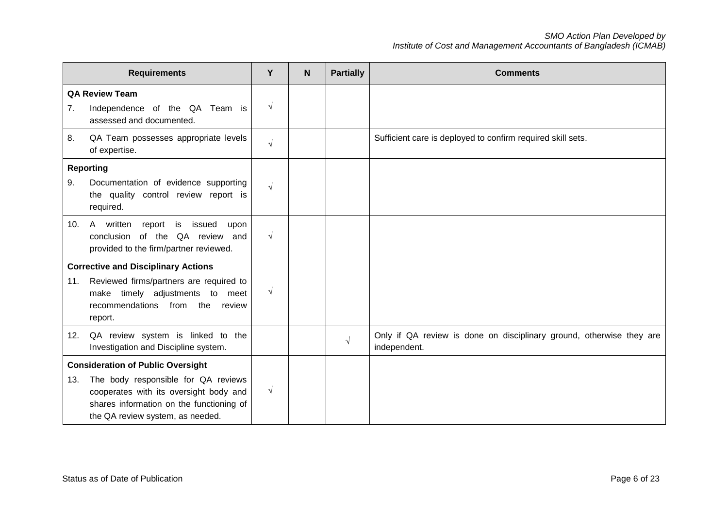| Requirements | Y | N | Partially | Comments |
|---|---|---|---|---|
| **QA Review Team** | | | | |
| 7. Independence of the QA Team is assessed and documented. | √ | | | |
| 8. QA Team possesses appropriate levels of expertise. | √ | | | Sufficient care is deployed to confirm required skill sets. |
| **Reporting** | | | | |
| 9. Documentation of evidence supporting the quality control review report is required. | √ | | | |
| 10. A written report is issued upon conclusion of the QA review and provided to the firm/partner reviewed. | √ | | | |
| **Corrective and Disciplinary Actions** | | | | |
| 11. Reviewed firms/partners are required to make timely adjustments to meet recommendations from the review report. | √ | | | |
| 12. QA review system is linked to the Investigation and Discipline system. | | | √ | Only if QA review is done on disciplinary ground, otherwise they are independent. |
| **Consideration of Public Oversight** | | | | |
| 13. The body responsible for QA reviews cooperates with its oversight body and shares information on the functioning of the QA review system, as needed. | √ | | | |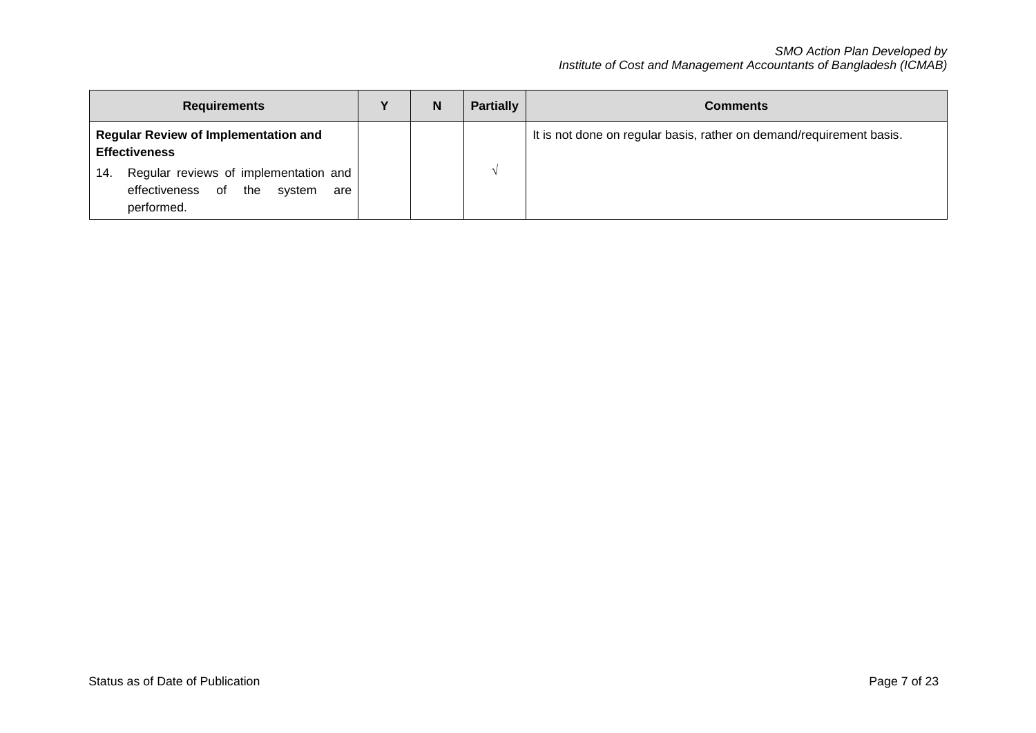| Requirements | Y | N | Partially | Comments |
|---|---|---|---|---|
| **Regular Review of Implementation and Effectiveness**<br>14. Regular reviews of implementation and effectiveness of the system are performed. | | | √ | It is not done on regular basis, rather on demand/requirement basis. |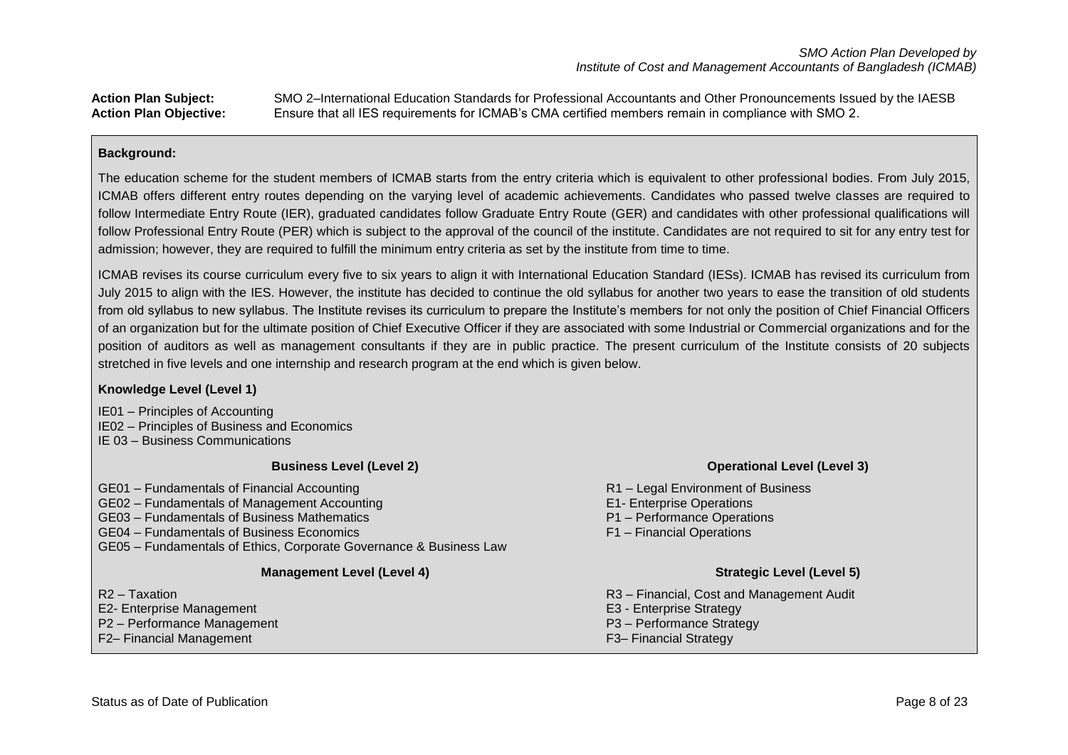**Action Plan Subject:** SMO 2–International Education Standards for Professional Accountants and Other Pronouncements Issued by the IAESB

**Action Plan Objective:** Ensure that all IES requirements for ICMAB's CMA certified members remain in compliance with SMO 2.

**Background:**

The education scheme for the student members of ICMAB starts from the entry criteria which is equivalent to other professional bodies. From July 2015, ICMAB offers different entry routes depending on the varying level of academic achievements. Candidates who passed twelve classes are required to follow Intermediate Entry Route (IER), graduated candidates follow Graduate Entry Route (GER) and candidates with other professional qualifications will follow Professional Entry Route (PER) which is subject to the approval of the council of the institute. Candidates are not required to sit for any entry test for admission; however, they are required to fulfill the minimum entry criteria as set by the institute from time to time.

ICMAB revises its course curriculum every five to six years to align it with International Education Standard (IESs). ICMAB has revised its curriculum from July 2015 to align with the IES. However, the institute has decided to continue the old syllabus for another two years to ease the transition of old students from old syllabus to new syllabus. The Institute revises its curriculum to prepare the Institute's members for not only the position of Chief Financial Officers of an organization but for the ultimate position of Chief Executive Officer if they are associated with some Industrial or Commercial organizations and for the position of auditors as well as management consultants if they are in public practice. The present curriculum of the Institute consists of 20 subjects stretched in five levels and one internship and research program at the end which is given below.

**Knowledge Level (Level 1)**

IE01 – Principles of Accounting
IE02 – Principles of Business and Economics
IE 03 – Business Communications

**Business Level (Level 2)**

GE01 – Fundamentals of Financial Accounting
GE02 – Fundamentals of Management Accounting
GE03 – Fundamentals of Business Mathematics
GE04 – Fundamentals of Business Economics
GE05 – Fundamentals of Ethics, Corporate Governance & Business Law

**Operational Level (Level 3)**

R1 – Legal Environment of Business
E1- Enterprise Operations
P1 – Performance Operations
F1 – Financial Operations

**Management Level (Level 4)**

R2 – Taxation
E2- Enterprise Management
P2 – Performance Management
F2– Financial Management

**Strategic Level (Level 5)**

R3 – Financial, Cost and Management Audit
E3 - Enterprise Strategy
P3 – Performance Strategy
F3– Financial Strategy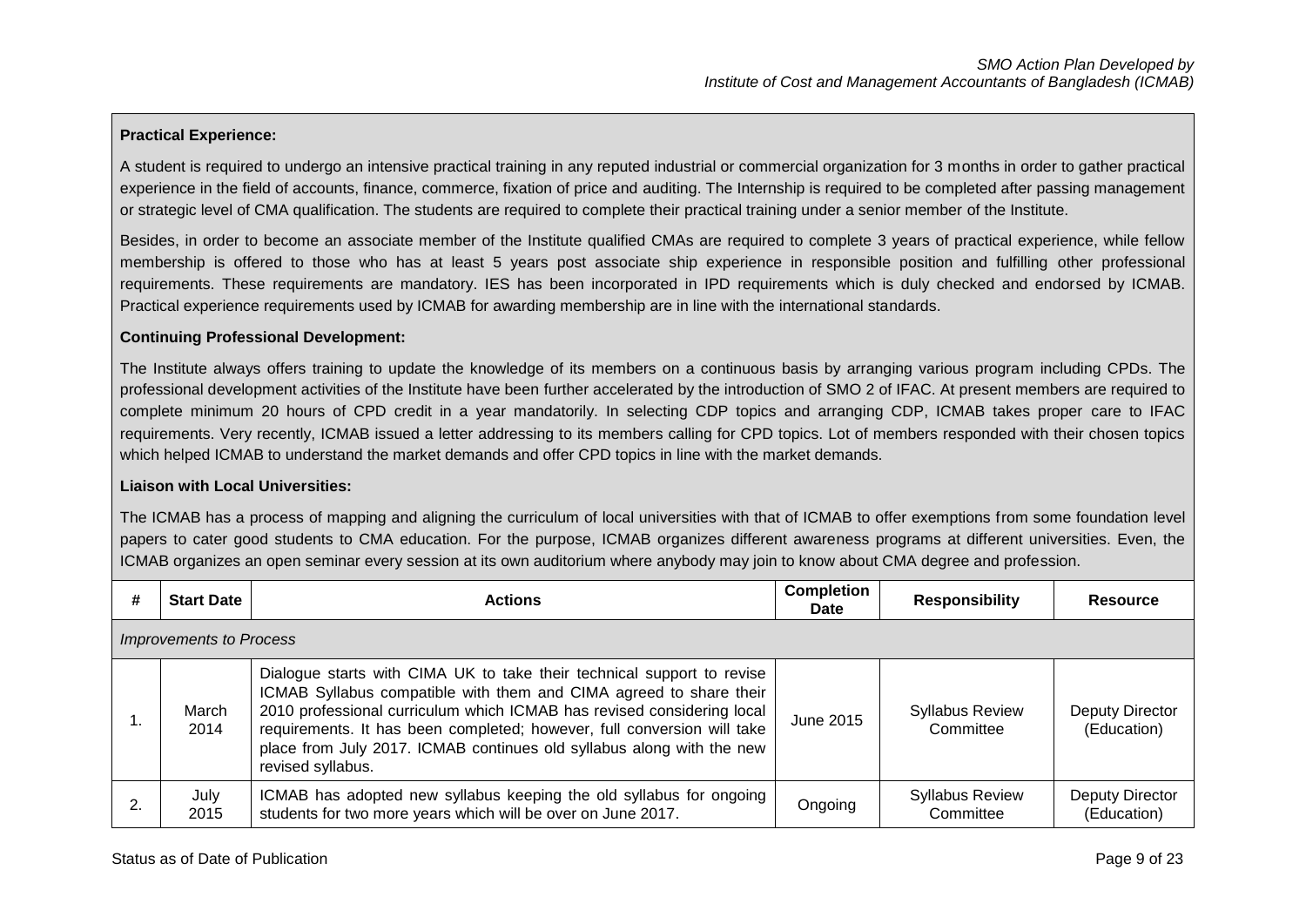**Practical Experience:**

A student is required to undergo an intensive practical training in any reputed industrial or commercial organization for 3 months in order to gather practical experience in the field of accounts, finance, commerce, fixation of price and auditing. The Internship is required to be completed after passing management or strategic level of CMA qualification. The students are required to complete their practical training under a senior member of the Institute.

Besides, in order to become an associate member of the Institute qualified CMAs are required to complete 3 years of practical experience, while fellow membership is offered to those who has at least 5 years post associate ship experience in responsible position and fulfilling other professional requirements. These requirements are mandatory. IES has been incorporated in IPD requirements which is duly checked and endorsed by ICMAB. Practical experience requirements used by ICMAB for awarding membership are in line with the international standards.

**Continuing Professional Development:**

The Institute always offers training to update the knowledge of its members on a continuous basis by arranging various program including CPDs. The professional development activities of the Institute have been further accelerated by the introduction of SMO 2 of IFAC. At present members are required to complete minimum 20 hours of CPD credit in a year mandatorily. In selecting CDP topics and arranging CDP, ICMAB takes proper care to IFAC requirements. Very recently, ICMAB issued a letter addressing to its members calling for CPD topics. Lot of members responded with their chosen topics which helped ICMAB to understand the market demands and offer CPD topics in line with the market demands.

**Liaison with Local Universities:**

The ICMAB has a process of mapping and aligning the curriculum of local universities with that of ICMAB to offer exemptions from some foundation level papers to cater good students to CMA education. For the purpose, ICMAB organizes different awareness programs at different universities. Even, the ICMAB organizes an open seminar every session at its own auditorium where anybody may join to know about CMA degree and profession.

| # | Start Date | Actions | Completion Date | Responsibility | Resource |
|---|---|---|---|---|---|
| *Improvements to Process* | | | | | |
| 1. | March 2014 | Dialogue starts with CIMA UK to take their technical support to revise ICMAB Syllabus compatible with them and CIMA agreed to share their 2010 professional curriculum which ICMAB has revised considering local requirements. It has been completed; however, full conversion will take place from July 2017. ICMAB continues old syllabus along with the new revised syllabus. | June 2015 | Syllabus Review Committee | Deputy Director (Education) |
| 2. | July 2015 | ICMAB has adopted new syllabus keeping the old syllabus for ongoing students for two more years which will be over on June 2017. | Ongoing | Syllabus Review Committee | Deputy Director (Education) |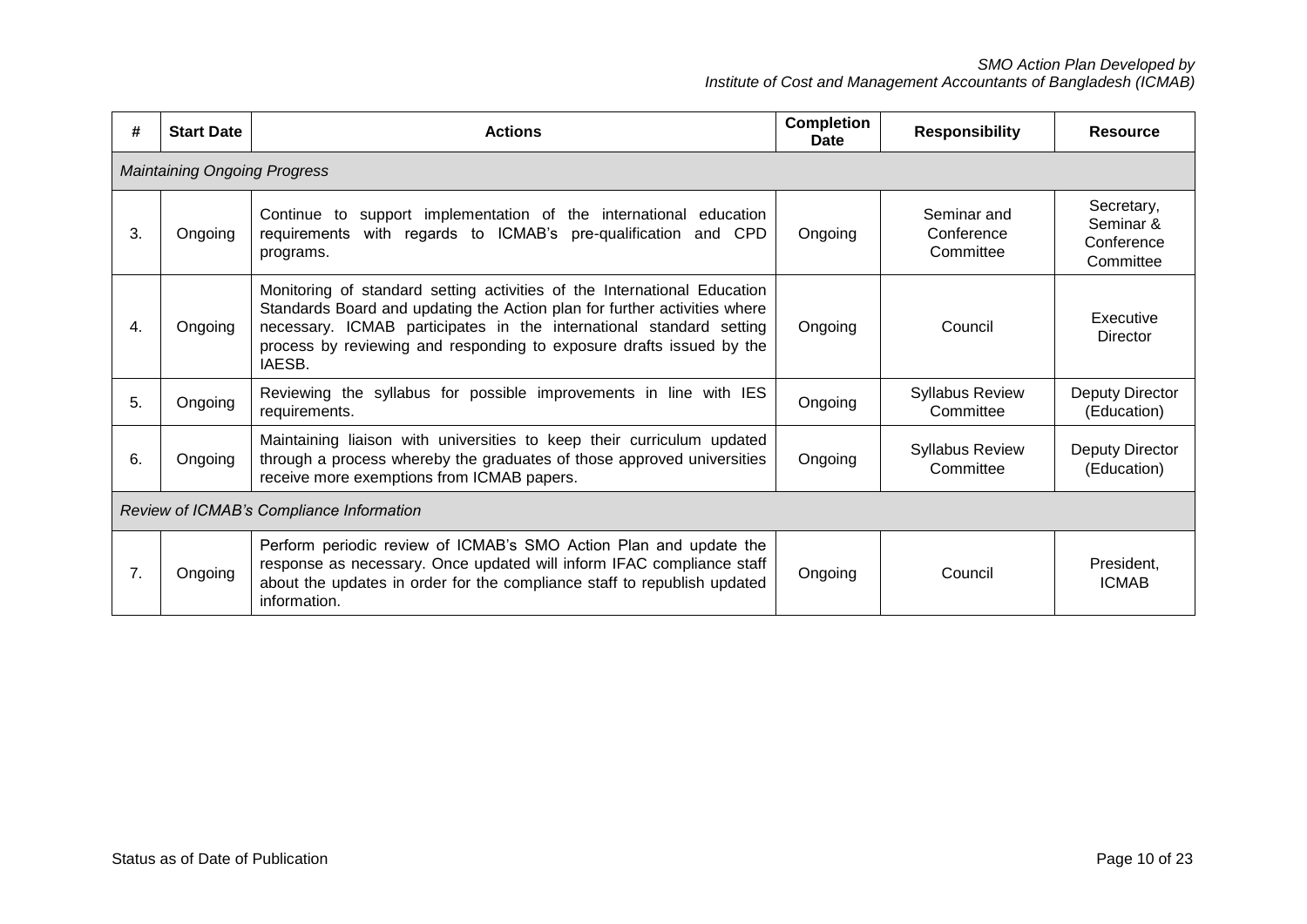| # | Start Date | Actions | Completion Date | Responsibility | Resource |
|---|---|---|---|---|---|
| *Maintaining Ongoing Progress* | | | | | |
| 3. | Ongoing | Continue to support implementation of the international education requirements with regards to ICMAB's pre-qualification and CPD programs. | Ongoing | Seminar and Conference Committee | Secretary, Seminar & Conference Committee |
| 4. | Ongoing | Monitoring of standard setting activities of the International Education Standards Board and updating the Action plan for further activities where necessary. ICMAB participates in the international standard setting process by reviewing and responding to exposure drafts issued by the IAESB. | Ongoing | Council | Executive Director |
| 5. | Ongoing | Reviewing the syllabus for possible improvements in line with IES requirements. | Ongoing | Syllabus Review Committee | Deputy Director (Education) |
| 6. | Ongoing | Maintaining liaison with universities to keep their curriculum updated through a process whereby the graduates of those approved universities receive more exemptions from ICMAB papers. | Ongoing | Syllabus Review Committee | Deputy Director (Education) |
| *Review of ICMAB's Compliance Information* | | | | | |
| 7. | Ongoing | Perform periodic review of ICMAB's SMO Action Plan and update the response as necessary. Once updated will inform IFAC compliance staff about the updates in order for the compliance staff to republish updated information. | Ongoing | Council | President, ICMAB |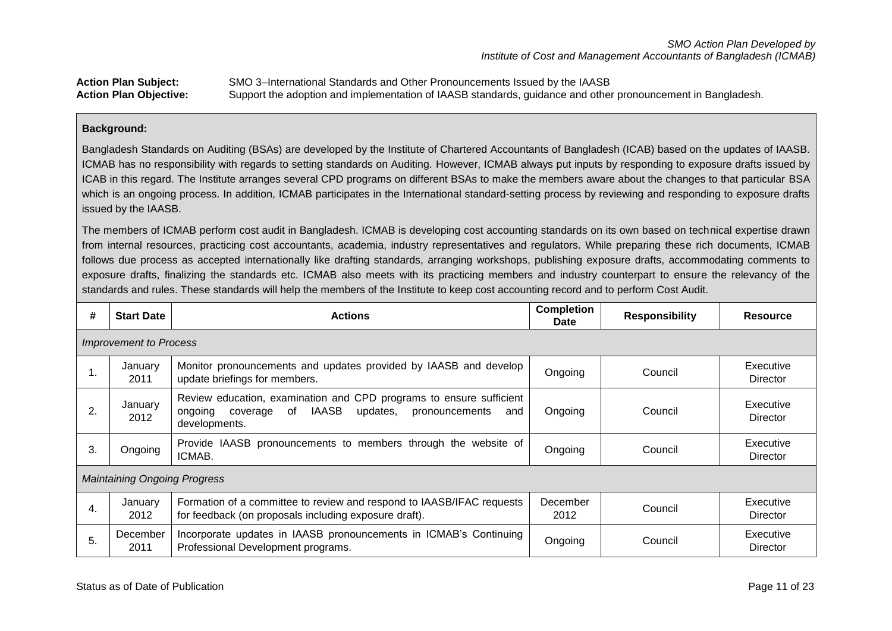*SMO Action Plan Developed by*
*Institute of Cost and Management Accountants of Bangladesh (ICMAB)*

**Action Plan Subject:** SMO 3–International Standards and Other Pronouncements Issued by the IAASB
**Action Plan Objective:** Support the adoption and implementation of IAASB standards, guidance and other pronouncement in Bangladesh.

**Background:**

Bangladesh Standards on Auditing (BSAs) are developed by the Institute of Chartered Accountants of Bangladesh (ICAB) based on the updates of IAASB. ICMAB has no responsibility with regards to setting standards on Auditing. However, ICMAB always put inputs by responding to exposure drafts issued by ICAB in this regard. The Institute arranges several CPD programs on different BSAs to make the members aware about the changes to that particular BSA which is an ongoing process. In addition, ICMAB participates in the International standard-setting process by reviewing and responding to exposure drafts issued by the IAASB.

The members of ICMAB perform cost audit in Bangladesh. ICMAB is developing cost accounting standards on its own based on technical expertise drawn from internal resources, practicing cost accountants, academia, industry representatives and regulators. While preparing these rich documents, ICMAB follows due process as accepted internationally like drafting standards, arranging workshops, publishing exposure drafts, accommodating comments to exposure drafts, finalizing the standards etc. ICMAB also meets with its practicing members and industry counterpart to ensure the relevancy of the standards and rules. These standards will help the members of the Institute to keep cost accounting record and to perform Cost Audit.

| # | Start Date | Actions | Completion Date | Responsibility | Resource |
|---|---|---|---|---|---|
| *Improvement to Process* | | | | | |
| 1. | January 2011 | Monitor pronouncements and updates provided by IAASB and develop update briefings for members. | Ongoing | Council | Executive Director |
| 2. | January 2012 | Review education, examination and CPD programs to ensure sufficient ongoing coverage of IAASB updates, pronouncements and developments. | Ongoing | Council | Executive Director |
| 3. | Ongoing | Provide IAASB pronouncements to members through the website of ICMAB. | Ongoing | Council | Executive Director |
| *Maintaining Ongoing Progress* | | | | | |
| 4. | January 2012 | Formation of a committee to review and respond to IAASB/IFAC requests for feedback (on proposals including exposure draft). | December 2012 | Council | Executive Director |
| 5. | December 2011 | Incorporate updates in IAASB pronouncements in ICMAB's Continuing Professional Development programs. | Ongoing | Council | Executive Director |

Status as of Date of Publication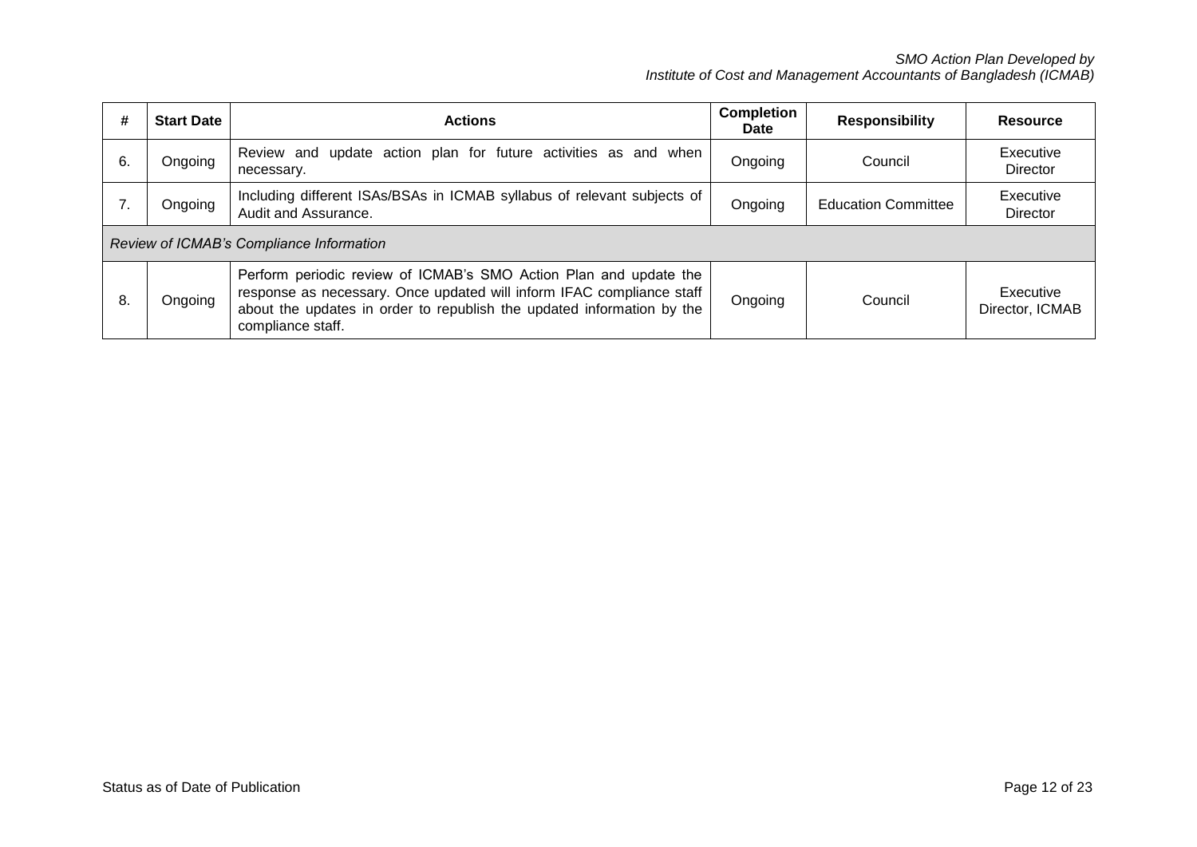| # | Start Date | Actions | Completion Date | Responsibility | Resource |
|---|---|---|---|---|---|
| 6. | Ongoing | Review and update action plan for future activities as and when necessary. | Ongoing | Council | Executive Director |
| 7. | Ongoing | Including different ISAs/BSAs in ICMAB syllabus of relevant subjects of Audit and Assurance. | Ongoing | Education Committee | Executive Director |
| *Review of ICMAB's Compliance Information* | | | | | |
| 8. | Ongoing | Perform periodic review of ICMAB's SMO Action Plan and update the response as necessary. Once updated will inform IFAC compliance staff about the updates in order to republish the updated information by the compliance staff. | Ongoing | Council | Executive Director, ICMAB |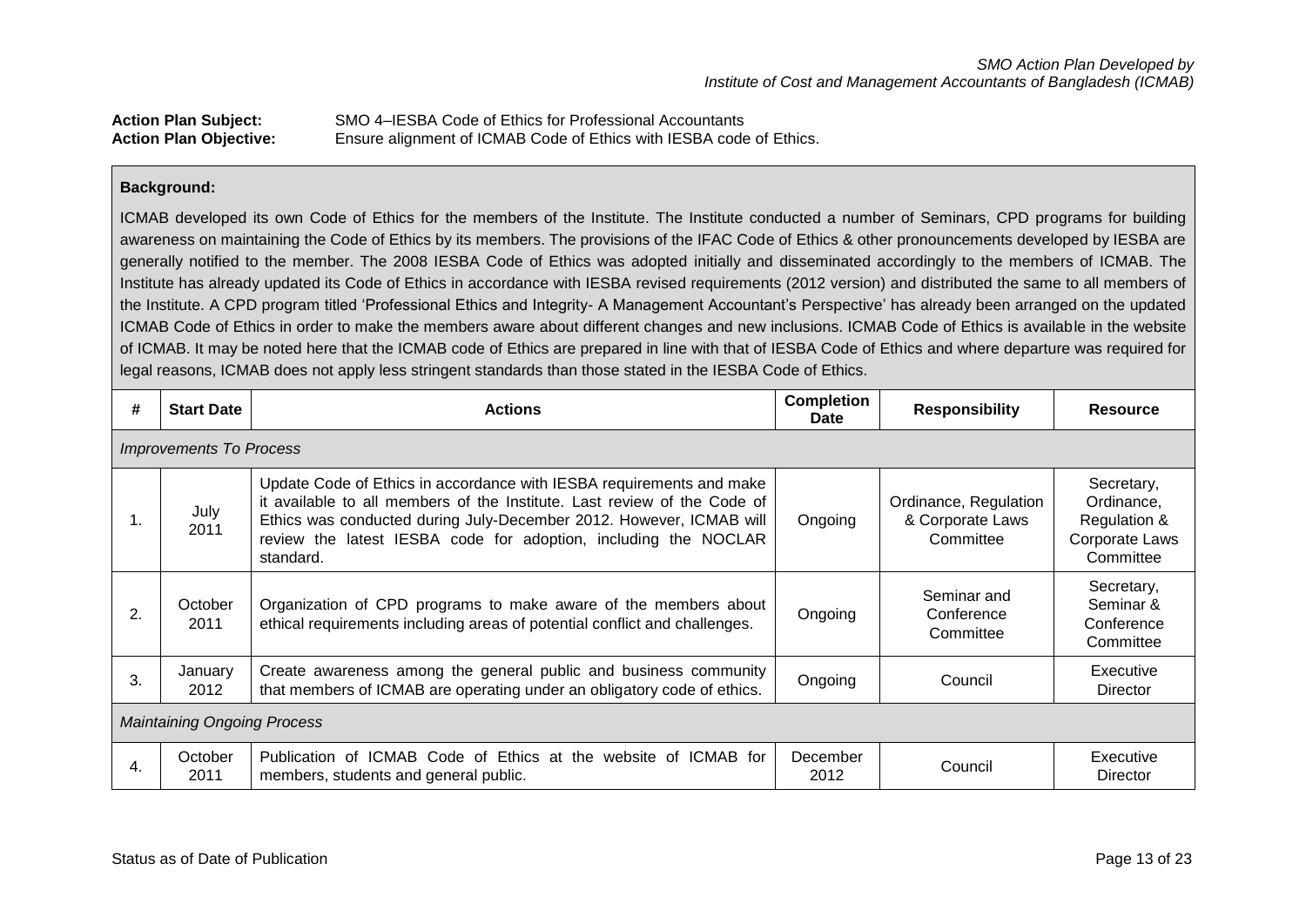**Action Plan Subject:** SMO 4–IESBA Code of Ethics for Professional Accountants
**Action Plan Objective:** Ensure alignment of ICMAB Code of Ethics with IESBA code of Ethics.

**Background:**

ICMAB developed its own Code of Ethics for the members of the Institute. The Institute conducted a number of Seminars, CPD programs for building awareness on maintaining the Code of Ethics by its members. The provisions of the IFAC Code of Ethics & other pronouncements developed by IESBA are generally notified to the member. The 2008 IESBA Code of Ethics was adopted initially and disseminated accordingly to the members of ICMAB. The Institute has already updated its Code of Ethics in accordance with IESBA revised requirements (2012 version) and distributed the same to all members of the Institute. A CPD program titled 'Professional Ethics and Integrity- A Management Accountant's Perspective' has already been arranged on the updated ICMAB Code of Ethics in order to make the members aware about different changes and new inclusions. ICMAB Code of Ethics is available in the website of ICMAB. It may be noted here that the ICMAB code of Ethics are prepared in line with that of IESBA Code of Ethics and where departure was required for legal reasons, ICMAB does not apply less stringent standards than those stated in the IESBA Code of Ethics.

| # | Start Date | Actions | Completion Date | Responsibility | Resource |
|---|---|---|---|---|---|
| *Improvements To Process* | | | | | |
| 1. | July 2011 | Update Code of Ethics in accordance with IESBA requirements and make it available to all members of the Institute. Last review of the Code of Ethics was conducted during July-December 2012. However, ICMAB will review the latest IESBA code for adoption, including the NOCLAR standard. | Ongoing | Ordinance, Regulation & Corporate Laws Committee | Secretary, Ordinance, Regulation & Corporate Laws Committee |
| 2. | October 2011 | Organization of CPD programs to make aware of the members about ethical requirements including areas of potential conflict and challenges. | Ongoing | Seminar and Conference Committee | Secretary, Seminar & Conference Committee |
| 3. | January 2012 | Create awareness among the general public and business community that members of ICMAB are operating under an obligatory code of ethics. | Ongoing | Council | Executive Director |
| *Maintaining Ongoing Process* | | | | | |
| 4. | October 2011 | Publication of ICMAB Code of Ethics at the website of ICMAB for members, students and general public. | December 2012 | Council | Executive Director |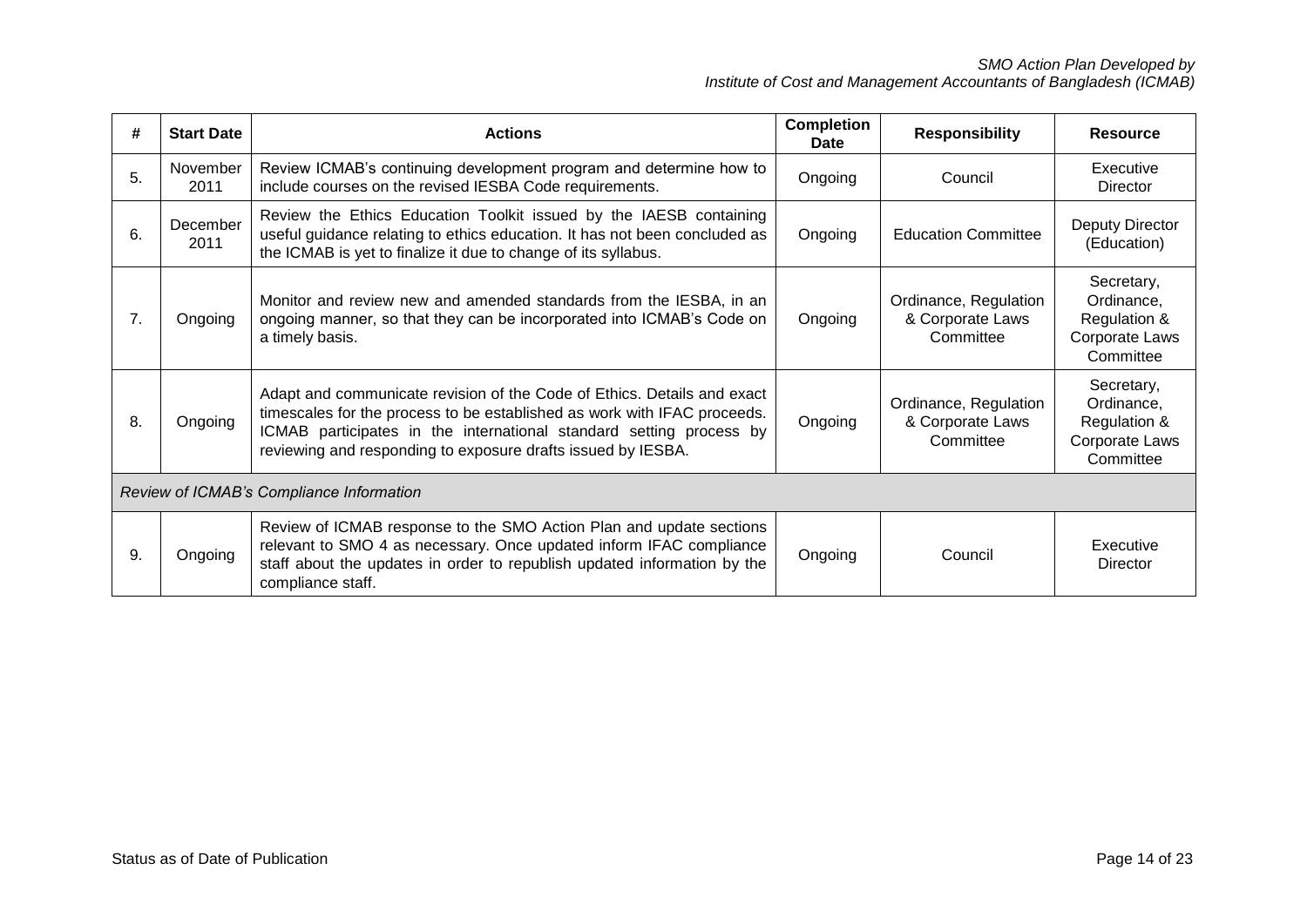| # | Start Date | Actions | Completion Date | Responsibility | Resource |
|---|---|---|---|---|---|
| 5. | November 2011 | Review ICMAB's continuing development program and determine how to include courses on the revised IESBA Code requirements. | Ongoing | Council | Executive Director |
| 6. | December 2011 | Review the Ethics Education Toolkit issued by the IAESB containing useful guidance relating to ethics education. It has not been concluded as the ICMAB is yet to finalize it due to change of its syllabus. | Ongoing | Education Committee | Deputy Director (Education) |
| 7. | Ongoing | Monitor and review new and amended standards from the IESBA, in an ongoing manner, so that they can be incorporated into ICMAB's Code on a timely basis. | Ongoing | Ordinance, Regulation & Corporate Laws Committee | Secretary, Ordinance, Regulation & Corporate Laws Committee |
| 8. | Ongoing | Adapt and communicate revision of the Code of Ethics. Details and exact timescales for the process to be established as work with IFAC proceeds. ICMAB participates in the international standard setting process by reviewing and responding to exposure drafts issued by IESBA. | Ongoing | Ordinance, Regulation & Corporate Laws Committee | Secretary, Ordinance, Regulation & Corporate Laws Committee |
| *Review of ICMAB's Compliance Information* | | | | | |
| 9. | Ongoing | Review of ICMAB response to the SMO Action Plan and update sections relevant to SMO 4 as necessary. Once updated inform IFAC compliance staff about the updates in order to republish updated information by the compliance staff. | Ongoing | Council | Executive Director |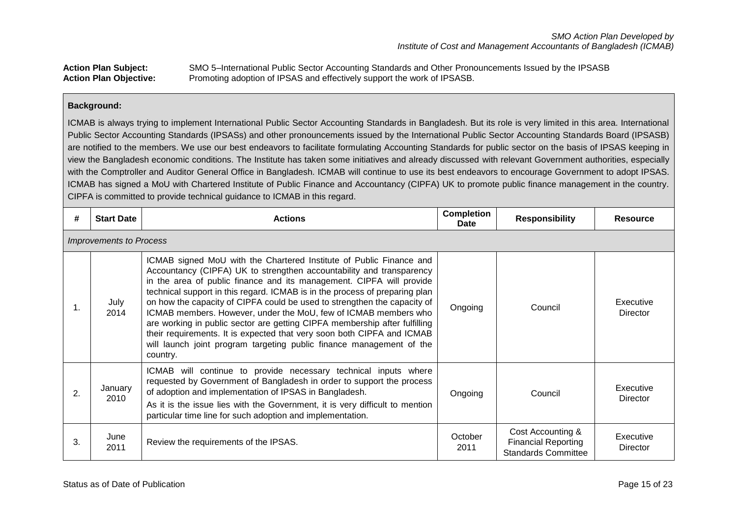**Action Plan Subject:** SMO 5–International Public Sector Accounting Standards and Other Pronouncements Issued by the IPSASB
**Action Plan Objective:** Promoting adoption of IPSAS and effectively support the work of IPSASB.

**Background:**

ICMAB is always trying to implement International Public Sector Accounting Standards in Bangladesh. But its role is very limited in this area. International Public Sector Accounting Standards (IPSASs) and other pronouncements issued by the International Public Sector Accounting Standards Board (IPSASB) are notified to the members. We use our best endeavors to facilitate formulating Accounting Standards for public sector on the basis of IPSAS keeping in view the Bangladesh economic conditions. The Institute has taken some initiatives and already discussed with relevant Government authorities, especially with the Comptroller and Auditor General Office in Bangladesh. ICMAB will continue to use its best endeavors to encourage Government to adopt IPSAS. ICMAB has signed a MoU with Chartered Institute of Public Finance and Accountancy (CIPFA) UK to promote public finance management in the country. CIPFA is committed to provide technical guidance to ICMAB in this regard.

| # | Start Date | Actions | Completion Date | Responsibility | Resource |
|---|---|---|---|---|---|
| *Improvements to Process* | | | | | |
| 1. | July 2014 | ICMAB signed MoU with the Chartered Institute of Public Finance and Accountancy (CIPFA) UK to strengthen accountability and transparency in the area of public finance and its management. CIPFA will provide technical support in this regard. ICMAB is in the process of preparing plan on how the capacity of CIPFA could be used to strengthen the capacity of ICMAB members. However, under the MoU, few of ICMAB members who are working in public sector are getting CIPFA membership after fulfilling their requirements. It is expected that very soon both CIPFA and ICMAB will launch joint program targeting public finance management of the country. | Ongoing | Council | Executive Director |
| 2. | January 2010 | ICMAB will continue to provide necessary technical inputs where requested by Government of Bangladesh in order to support the process of adoption and implementation of IPSAS in Bangladesh. As it is the issue lies with the Government, it is very difficult to mention particular time line for such adoption and implementation. | Ongoing | Council | Executive Director |
| 3. | June 2011 | Review the requirements of the IPSAS. | October 2011 | Cost Accounting & Financial Reporting Standards Committee | Executive Director |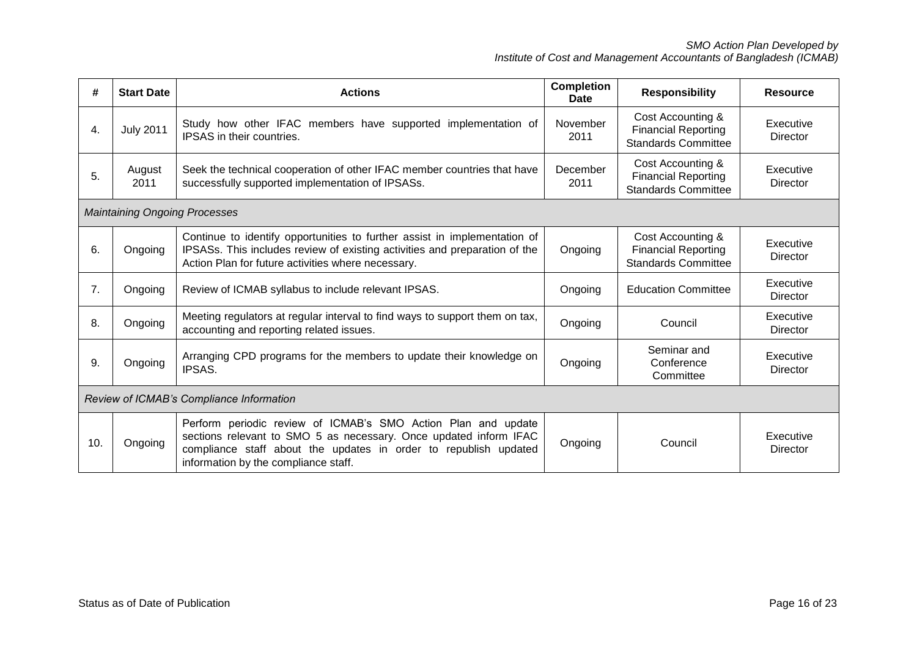| # | Start Date | Actions | Completion Date | Responsibility | Resource |
|---|---|---|---|---|---|
| 4. | July 2011 | Study how other IFAC members have supported implementation of IPSAS in their countries. | November 2011 | Cost Accounting & Financial Reporting Standards Committee | Executive Director |
| 5. | August 2011 | Seek the technical cooperation of other IFAC member countries that have successfully supported implementation of IPSASs. | December 2011 | Cost Accounting & Financial Reporting Standards Committee | Executive Director |
| *Maintaining Ongoing Processes* | | | | | |
| 6. | Ongoing | Continue to identify opportunities to further assist in implementation of IPSASs. This includes review of existing activities and preparation of the Action Plan for future activities where necessary. | Ongoing | Cost Accounting & Financial Reporting Standards Committee | Executive Director |
| 7. | Ongoing | Review of ICMAB syllabus to include relevant IPSAS. | Ongoing | Education Committee | Executive Director |
| 8. | Ongoing | Meeting regulators at regular interval to find ways to support them on tax, accounting and reporting related issues. | Ongoing | Council | Executive Director |
| 9. | Ongoing | Arranging CPD programs for the members to update their knowledge on IPSAS. | Ongoing | Seminar and Conference Committee | Executive Director |
| *Review of ICMAB's Compliance Information* | | | | | |
| 10. | Ongoing | Perform periodic review of ICMAB's SMO Action Plan and update sections relevant to SMO 5 as necessary. Once updated inform IFAC compliance staff about the updates in order to republish updated information by the compliance staff. | Ongoing | Council | Executive Director |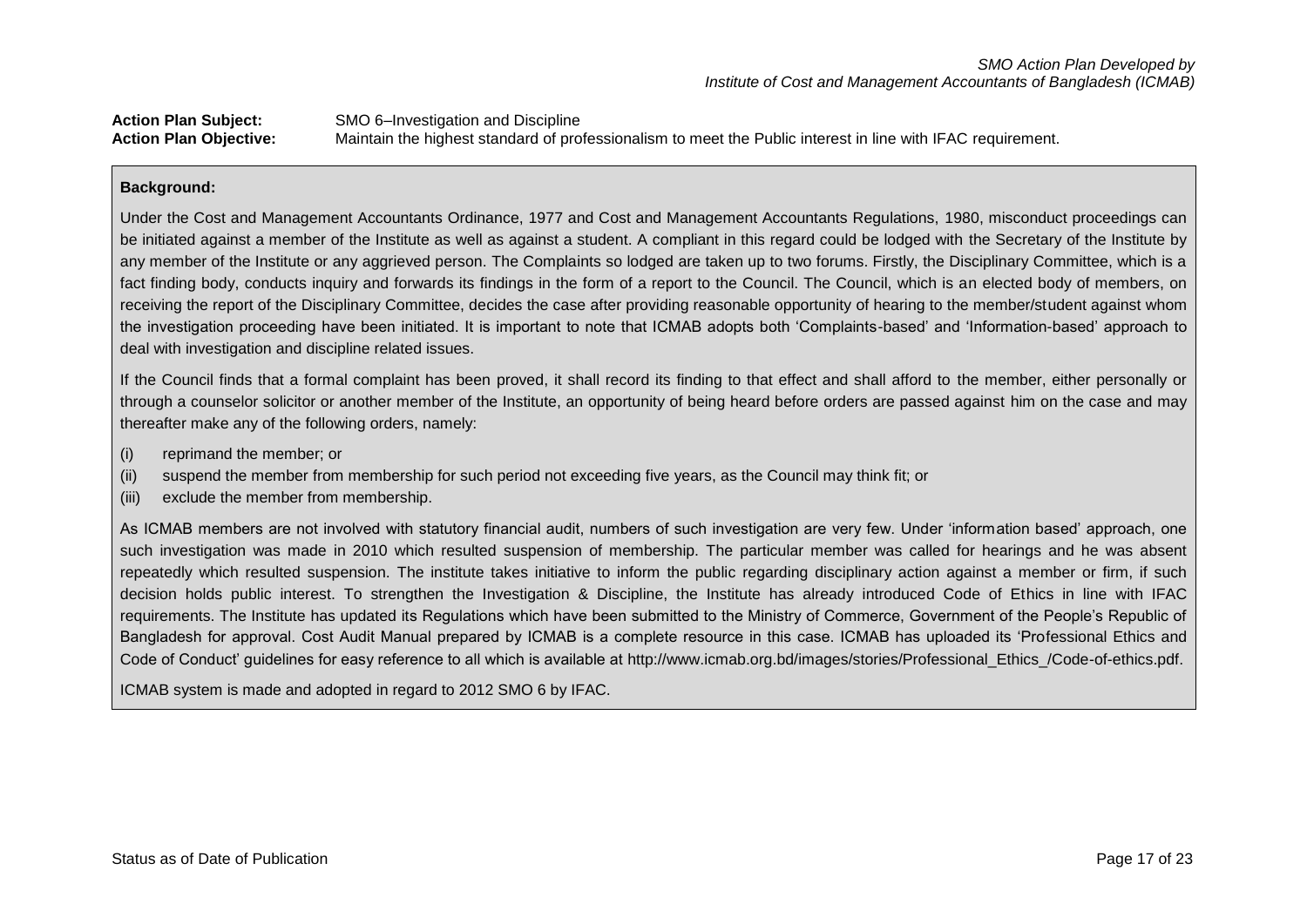**Action Plan Subject:** SMO 6–Investigation and Discipline

**Action Plan Objective:** Maintain the highest standard of professionalism to meet the Public interest in line with IFAC requirement.

**Background:**

Under the Cost and Management Accountants Ordinance, 1977 and Cost and Management Accountants Regulations, 1980, misconduct proceedings can be initiated against a member of the Institute as well as against a student. A compliant in this regard could be lodged with the Secretary of the Institute by any member of the Institute or any aggrieved person. The Complaints so lodged are taken up to two forums. Firstly, the Disciplinary Committee, which is a fact finding body, conducts inquiry and forwards its findings in the form of a report to the Council. The Council, which is an elected body of members, on receiving the report of the Disciplinary Committee, decides the case after providing reasonable opportunity of hearing to the member/student against whom the investigation proceeding have been initiated. It is important to note that ICMAB adopts both 'Complaints-based' and 'Information-based' approach to deal with investigation and discipline related issues.

If the Council finds that a formal complaint has been proved, it shall record its finding to that effect and shall afford to the member, either personally or through a counselor solicitor or another member of the Institute, an opportunity of being heard before orders are passed against him on the case and may thereafter make any of the following orders, namely:

(i) reprimand the member; or
(ii) suspend the member from membership for such period not exceeding five years, as the Council may think fit; or
(iii) exclude the member from membership.

As ICMAB members are not involved with statutory financial audit, numbers of such investigation are very few. Under 'information based' approach, one such investigation was made in 2010 which resulted suspension of membership. The particular member was called for hearings and he was absent repeatedly which resulted suspension. The institute takes initiative to inform the public regarding disciplinary action against a member or firm, if such decision holds public interest. To strengthen the Investigation & Discipline, the Institute has already introduced Code of Ethics in line with IFAC requirements. The Institute has updated its Regulations which have been submitted to the Ministry of Commerce, Government of the People's Republic of Bangladesh for approval. Cost Audit Manual prepared by ICMAB is a complete resource in this case. ICMAB has uploaded its 'Professional Ethics and Code of Conduct' guidelines for easy reference to all which is available at http://www.icmab.org.bd/images/stories/Professional_Ethics_/Code-of-ethics.pdf.

ICMAB system is made and adopted in regard to 2012 SMO 6 by IFAC.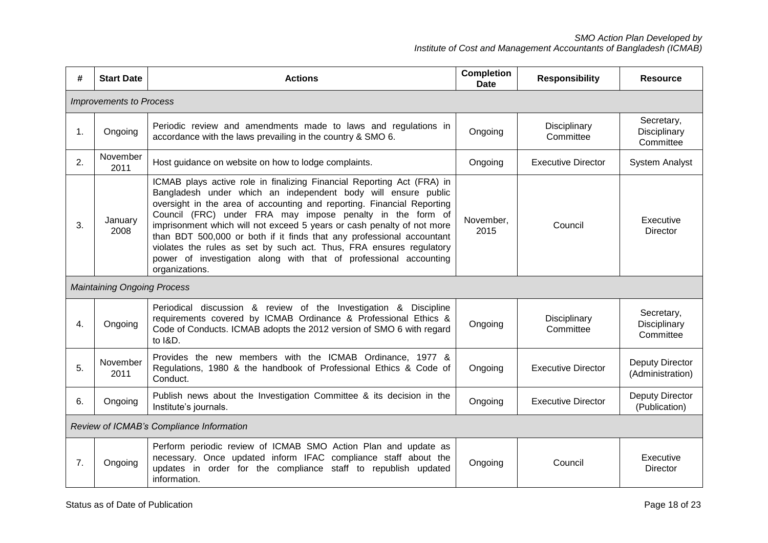| # | Start Date | Actions | Completion Date | Responsibility | Resource |
|---|---|---|---|---|---|
| *Improvements to Process* | | | | | |
| 1. | Ongoing | Periodic review and amendments made to laws and regulations in accordance with the laws prevailing in the country & SMO 6. | Ongoing | Disciplinary Committee | Secretary, Disciplinary Committee |
| 2. | November 2011 | Host guidance on website on how to lodge complaints. | Ongoing | Executive Director | System Analyst |
| 3. | January 2008 | ICMAB plays active role in finalizing Financial Reporting Act (FRA) in Bangladesh under which an independent body will ensure public oversight in the area of accounting and reporting. Financial Reporting Council (FRC) under FRA may impose penalty in the form of imprisonment which will not exceed 5 years or cash penalty of not more than BDT 500,000 or both if it finds that any professional accountant violates the rules as set by such act. Thus, FRA ensures regulatory power of investigation along with that of professional accounting organizations. | November, 2015 | Council | Executive Director |
| *Maintaining Ongoing Process* | | | | | |
| 4. | Ongoing | Periodical discussion & review of the Investigation & Discipline requirements covered by ICMAB Ordinance & Professional Ethics & Code of Conducts. ICMAB adopts the 2012 version of SMO 6 with regard to I&D. | Ongoing | Disciplinary Committee | Secretary, Disciplinary Committee |
| 5. | November 2011 | Provides the new members with the ICMAB Ordinance, 1977 & Regulations, 1980 & the handbook of Professional Ethics & Code of Conduct. | Ongoing | Executive Director | Deputy Director (Administration) |
| 6. | Ongoing | Publish news about the Investigation Committee & its decision in the Institute's journals. | Ongoing | Executive Director | Deputy Director (Publication) |
| *Review of ICMAB's Compliance Information* | | | | | |
| 7. | Ongoing | Perform periodic review of ICMAB SMO Action Plan and update as necessary. Once updated inform IFAC compliance staff about the updates in order for the compliance staff to republish updated information. | Ongoing | Council | Executive Director |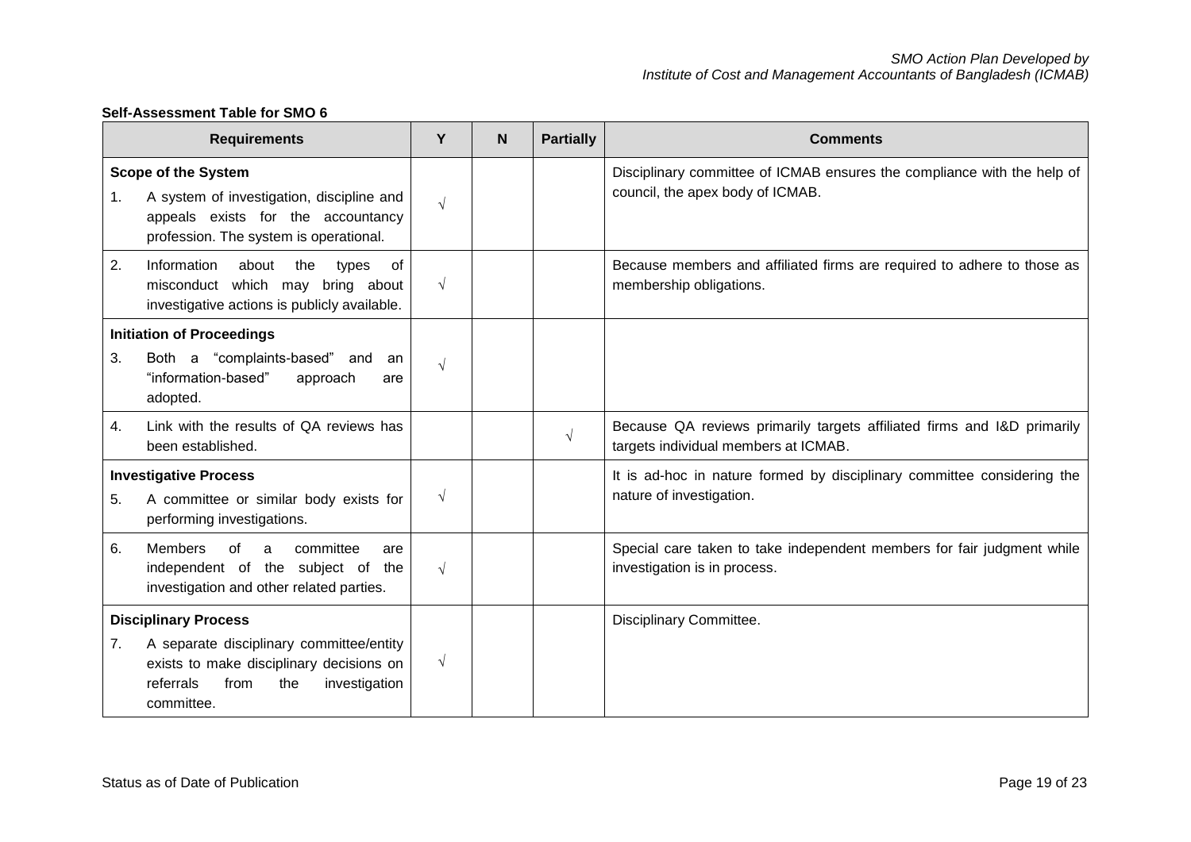**Self-Assessment Table for SMO 6**

| Requirements | Y | N | Partially | Comments |
|---|---|---|---|---|
| **Scope of the System** | | | | |
| 1. A system of investigation, discipline and appeals exists for the accountancy profession. The system is operational. | √ | | | Disciplinary committee of ICMAB ensures the compliance with the help of council, the apex body of ICMAB. |
| 2. Information about the types of misconduct which may bring about investigative actions is publicly available. | √ | | | Because members and affiliated firms are required to adhere to those as membership obligations. |
| **Initiation of Proceedings** | | | | |
| 3. Both a "complaints-based" and an "information-based" approach are adopted. | √ | | | |
| 4. Link with the results of QA reviews has been established. | | | √ | Because QA reviews primarily targets affiliated firms and I&D primarily targets individual members at ICMAB. |
| **Investigative Process** | | | | |
| 5. A committee or similar body exists for performing investigations. | √ | | | It is ad-hoc in nature formed by disciplinary committee considering the nature of investigation. |
| 6. Members of a committee are independent of the subject of the investigation and other related parties. | √ | | | Special care taken to take independent members for fair judgment while investigation is in process. |
| **Disciplinary Process** | | | | |
| 7. A separate disciplinary committee/entity exists to make disciplinary decisions on referrals from the investigation committee. | √ | | | Disciplinary Committee. |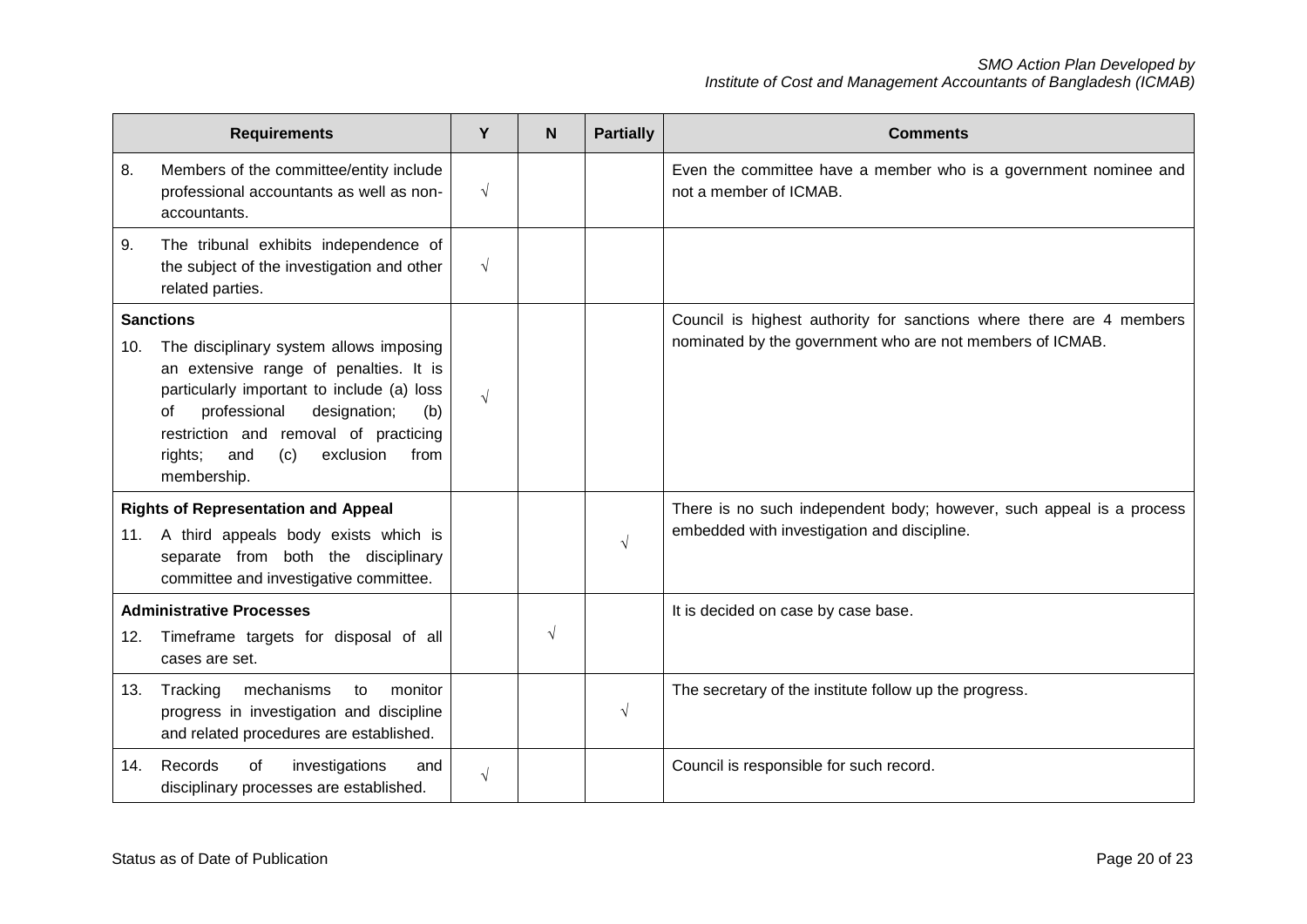| Requirements | Y | N | Partially | Comments |
|---|---|---|---|---|
| 8. Members of the committee/entity include professional accountants as well as non-accountants. | √ | | | Even the committee have a member who is a government nominee and not a member of ICMAB. |
| 9. The tribunal exhibits independence of the subject of the investigation and other related parties. | √ | | | |
| **Sanctions**<br>10. The disciplinary system allows imposing an extensive range of penalties. It is particularly important to include (a) loss of professional designation; (b) restriction and removal of practicing rights; and (c) exclusion from membership. | √ | | | Council is highest authority for sanctions where there are 4 members nominated by the government who are not members of ICMAB. |
| **Rights of Representation and Appeal**<br>11. A third appeals body exists which is separate from both the disciplinary committee and investigative committee. | | | √ | There is no such independent body; however, such appeal is a process embedded with investigation and discipline. |
| **Administrative Processes**<br>12. Timeframe targets for disposal of all cases are set. | | √ | | It is decided on case by case base. |
| 13. Tracking mechanisms to monitor progress in investigation and discipline and related procedures are established. | | | √ | The secretary of the institute follow up the progress. |
| 14. Records of investigations and disciplinary processes are established. | √ | | | Council is responsible for such record. |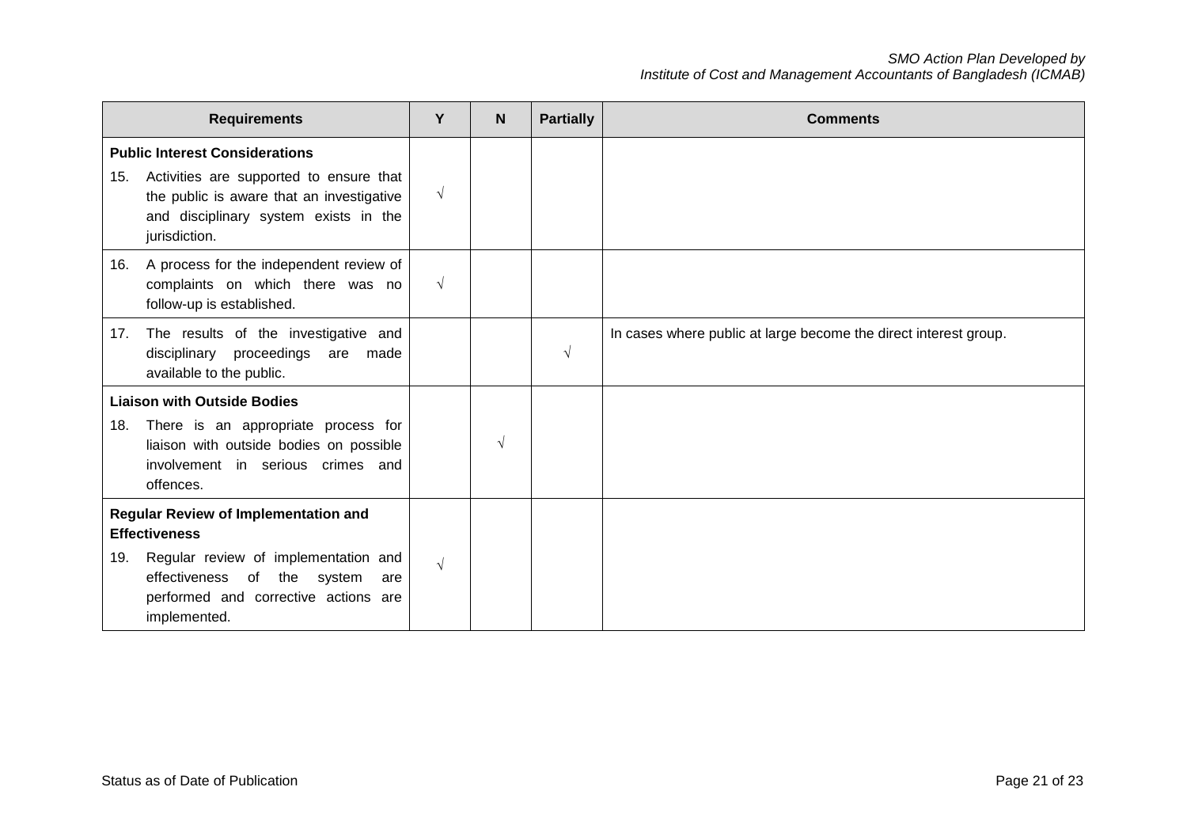| Requirements | Y | N | Partially | Comments |
|---|---|---|---|---|
| **Public Interest Considerations**<br>15. Activities are supported to ensure that the public is aware that an investigative and disciplinary system exists in the jurisdiction. | √ | | | |
| 16. A process for the independent review of complaints on which there was no follow-up is established. | √ | | | |
| 17. The results of the investigative and disciplinary proceedings are made available to the public. | | | √ | In cases where public at large become the direct interest group. |
| **Liaison with Outside Bodies**<br>18. There is an appropriate process for liaison with outside bodies on possible involvement in serious crimes and offences. | | √ | | |
| **Regular Review of Implementation and Effectiveness**<br>19. Regular review of implementation and effectiveness of the system are performed and corrective actions are implemented. | √ | | | |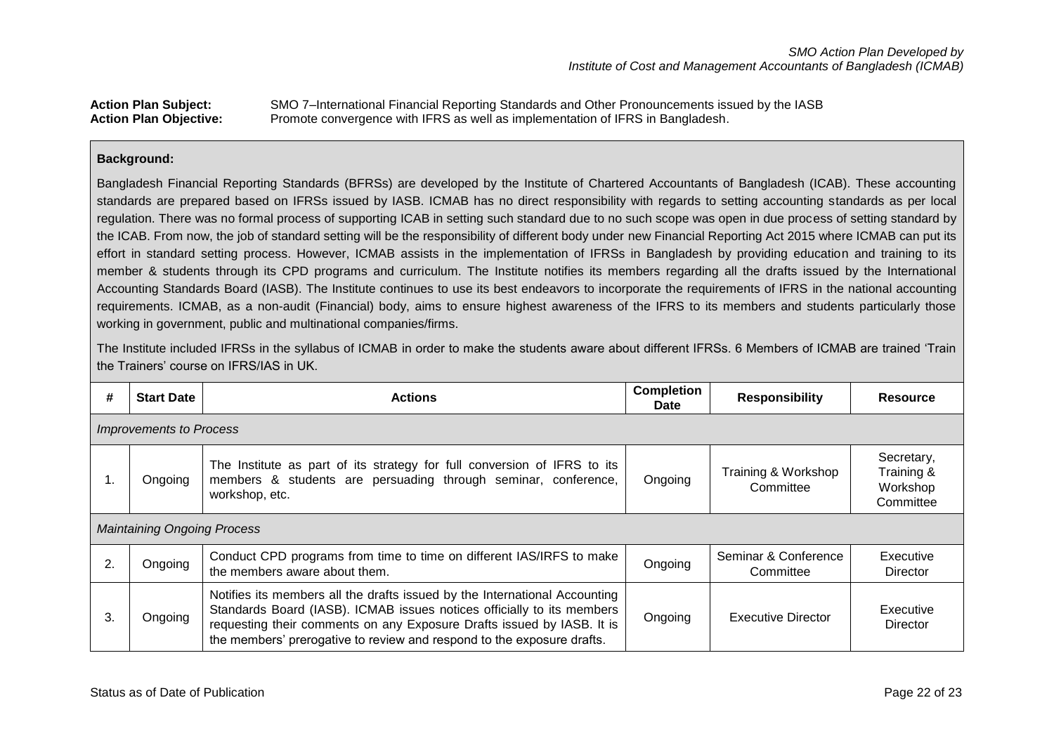**Action Plan Subject:** SMO 7–International Financial Reporting Standards and Other Pronouncements issued by the IASB
**Action Plan Objective:** Promote convergence with IFRS as well as implementation of IFRS in Bangladesh.

**Background:**

Bangladesh Financial Reporting Standards (BFRSs) are developed by the Institute of Chartered Accountants of Bangladesh (ICAB). These accounting standards are prepared based on IFRSs issued by IASB. ICMAB has no direct responsibility with regards to setting accounting standards as per local regulation. There was no formal process of supporting ICAB in setting such standard due to no such scope was open in due process of setting standard by the ICAB. From now, the job of standard setting will be the responsibility of different body under new Financial Reporting Act 2015 where ICMAB can put its effort in standard setting process. However, ICMAB assists in the implementation of IFRSs in Bangladesh by providing education and training to its member & students through its CPD programs and curriculum. The Institute notifies its members regarding all the drafts issued by the International Accounting Standards Board (IASB). The Institute continues to use its best endeavors to incorporate the requirements of IFRS in the national accounting requirements. ICMAB, as a non-audit (Financial) body, aims to ensure highest awareness of the IFRS to its members and students particularly those working in government, public and multinational companies/firms.

The Institute included IFRSs in the syllabus of ICMAB in order to make the students aware about different IFRSs. 6 Members of ICMAB are trained 'Train the Trainers' course on IFRS/IAS in UK.

| # | Start Date | Actions | Completion Date | Responsibility | Resource |
|---|---|---|---|---|---|
| *Improvements to Process* | | | | | |
| 1. | Ongoing | The Institute as part of its strategy for full conversion of IFRS to its members & students are persuading through seminar, conference, workshop, etc. | Ongoing | Training & Workshop Committee | Secretary, Training & Workshop Committee |
| *Maintaining Ongoing Process* | | | | | |
| 2. | Ongoing | Conduct CPD programs from time to time on different IAS/IRFS to make the members aware about them. | Ongoing | Seminar & Conference Committee | Executive Director |
| 3. | Ongoing | Notifies its members all the drafts issued by the International Accounting Standards Board (IASB). ICMAB issues notices officially to its members requesting their comments on any Exposure Drafts issued by IASB. It is the members' prerogative to review and respond to the exposure drafts. | Ongoing | Executive Director | Executive Director |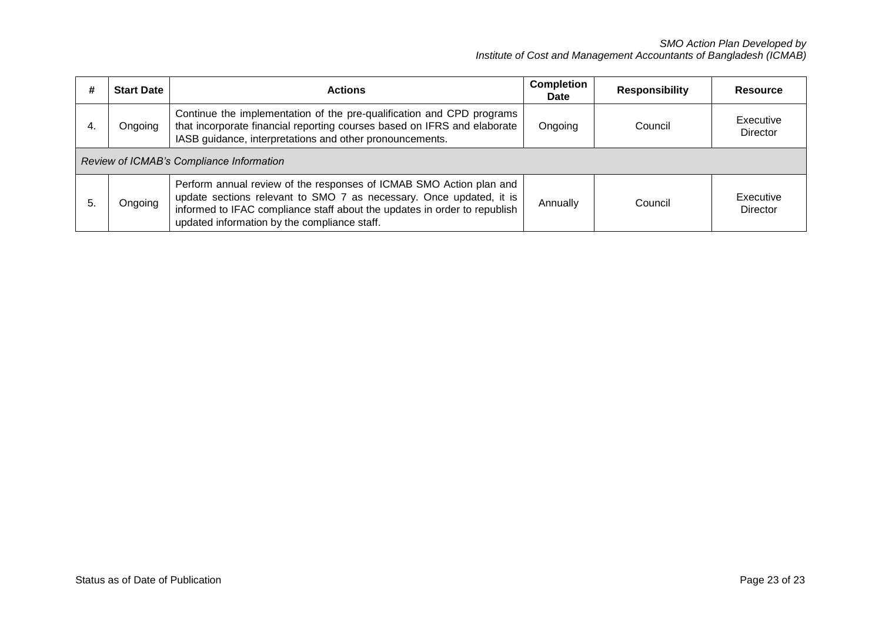| # | Start Date | Actions | Completion Date | Responsibility | Resource |
|---|---|---|---|---|---|
| 4. | Ongoing | Continue the implementation of the pre-qualification and CPD programs that incorporate financial reporting courses based on IFRS and elaborate IASB guidance, interpretations and other pronouncements. | Ongoing | Council | Executive Director |
| *Review of ICMAB's Compliance Information* | | | | | |
| 5. | Ongoing | Perform annual review of the responses of ICMAB SMO Action plan and update sections relevant to SMO 7 as necessary. Once updated, it is informed to IFAC compliance staff about the updates in order to republish updated information by the compliance staff. | Annually | Council | Executive Director |